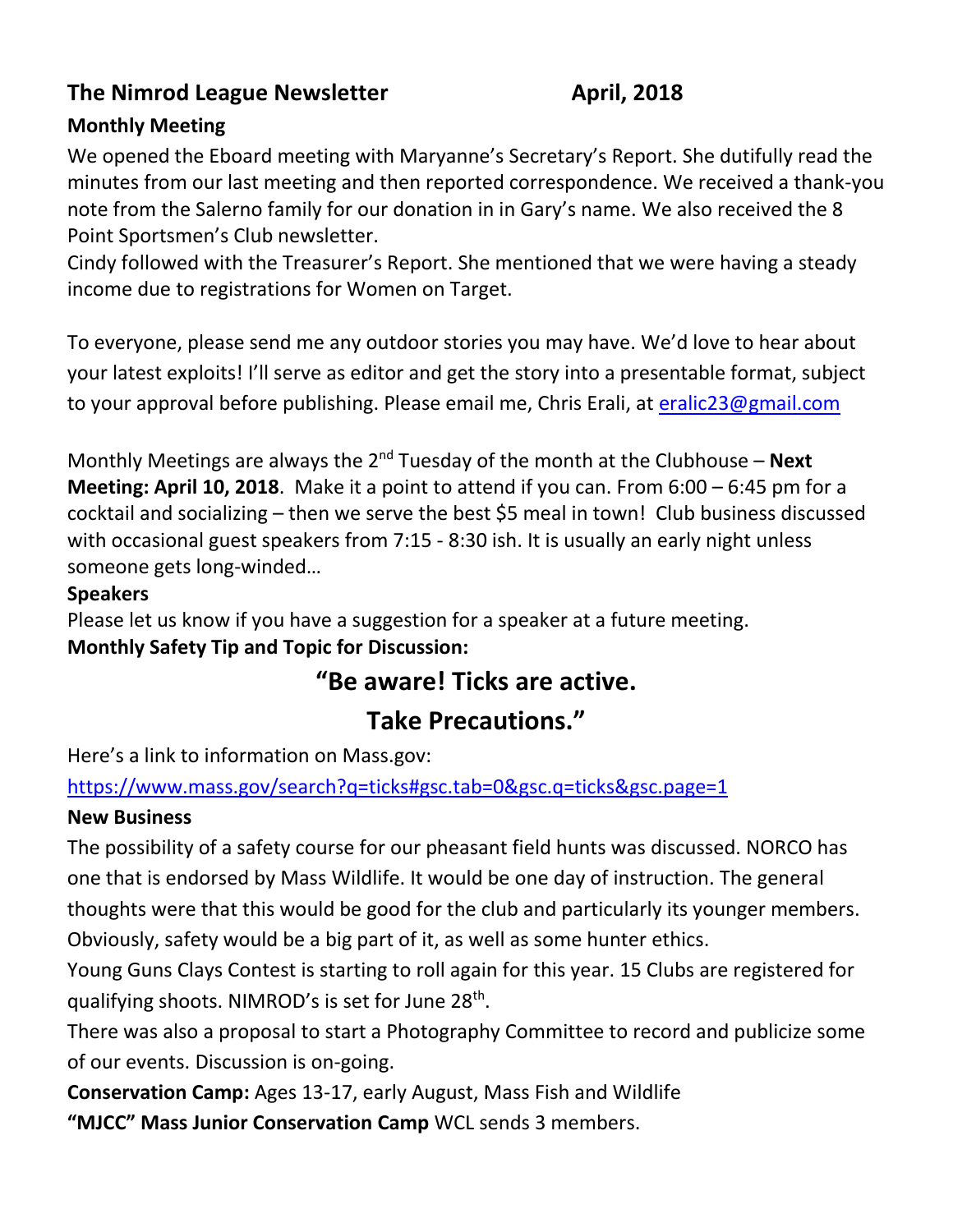# The Nimrod League Newsletter April, 2018

**Monthly Meeting**

We opened the Eboard meeting with Maryanne's Secretary's Report. She dutifully read the minutes from our last meeting and then reported correspondence. We received a thank-you note from the Salerno family for our donation in in Gary's name. We also received the 8 Point Sportsmen's Club newsletter.

Cindy followed with the Treasurer's Report. She mentioned that we were having a steady income due to registrations for Women on Target.

To everyone, please send me any outdoor stories you may have. We'd love to hear about your latest exploits! I'll serve as editor and get the story into a presentable format, subject to your approval before publishing. Please email me, Chris Erali, at eralic23@gmail.com

Monthly Meetings are always the 2nd Tuesday of the month at the Clubhouse – **Next Meeting: April 10, 2018**. Make it a point to attend if you can. From 6:00 – 6:45 pm for a cocktail and socializing – then we serve the best $5 meal in town! Club business discussed with occasional guest speakers from 7:15 - 8:30 ish. It is usually an early night unless someone gets long-winded…

**Speakers**

Please let us know if you have a suggestion for a speaker at a future meeting.

**Monthly Safety Tip and Topic for Discussion:**

## "Be aware! Ticks are active. Take Precautions."

Here's a link to information on Mass.gov:

https://www.mass.gov/search?q=ticks#gsc.tab=0&gsc.q=ticks&gsc.page=1

**New Business**

The possibility of a safety course for our pheasant field hunts was discussed. NORCO has one that is endorsed by Mass Wildlife. It would be one day of instruction. The general thoughts were that this would be good for the club and particularly its younger members. Obviously, safety would be a big part of it, as well as some hunter ethics.

Young Guns Clays Contest is starting to roll again for this year. 15 Clubs are registered for qualifying shoots. NIMROD's is set for June 28th.

There was also a proposal to start a Photography Committee to record and publicize some of our events. Discussion is on-going.

**Conservation Camp:** Ages 13-17, early August, Mass Fish and Wildlife

**"MJCC" Mass Junior Conservation Camp** WCL sends 3 members.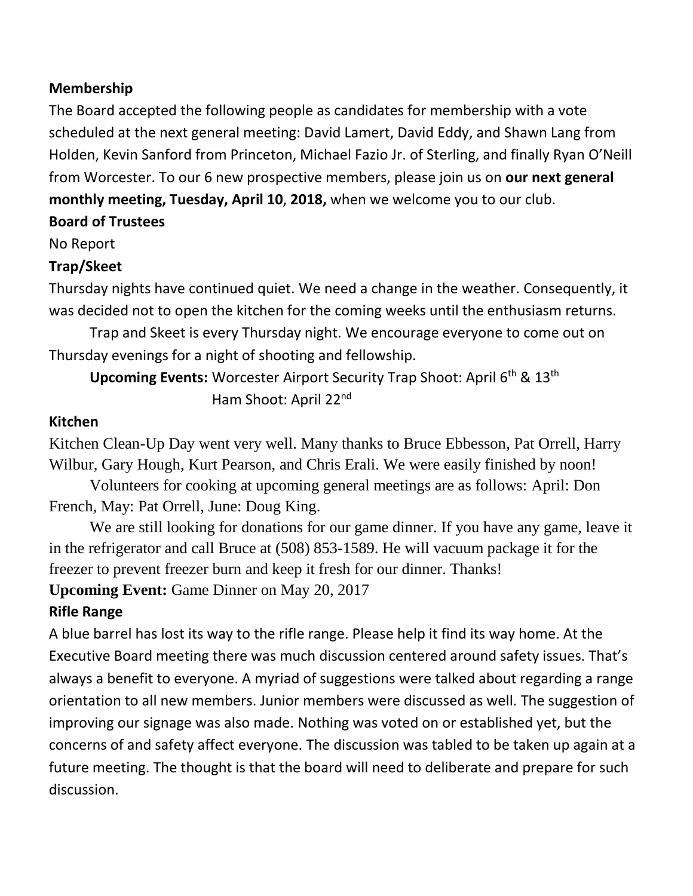**Membership**

The Board accepted the following people as candidates for membership with a vote scheduled at the next general meeting: David Lamert, David Eddy, and Shawn Lang from Holden, Kevin Sanford from Princeton, Michael Fazio Jr. of Sterling, and finally Ryan O'Neill from Worcester. To our 6 new prospective members, please join us on **our next general monthly meeting, Tuesday, April 10**, **2018,** when we welcome you to our club.

**Board of Trustees**

No Report

**Trap/Skeet**

Thursday nights have continued quiet. We need a change in the weather. Consequently, it was decided not to open the kitchen for the coming weeks until the enthusiasm returns.

Trap and Skeet is every Thursday night. We encourage everyone to come out on Thursday evenings for a night of shooting and fellowship.

**Upcoming Events:** Worcester Airport Security Trap Shoot: April 6th & 13th
Ham Shoot: April 22nd

**Kitchen**

Kitchen Clean-Up Day went very well. Many thanks to Bruce Ebbesson, Pat Orrell, Harry Wilbur, Gary Hough, Kurt Pearson, and Chris Erali. We were easily finished by noon!

Volunteers for cooking at upcoming general meetings are as follows: April: Don French, May: Pat Orrell, June: Doug King.

We are still looking for donations for our game dinner. If you have any game, leave it in the refrigerator and call Bruce at (508) 853-1589. He will vacuum package it for the freezer to prevent freezer burn and keep it fresh for our dinner. Thanks!

**Upcoming Event:** Game Dinner on May 20, 2017

**Rifle Range**

A blue barrel has lost its way to the rifle range. Please help it find its way home. At the Executive Board meeting there was much discussion centered around safety issues. That's always a benefit to everyone. A myriad of suggestions were talked about regarding a range orientation to all new members. Junior members were discussed as well. The suggestion of improving our signage was also made. Nothing was voted on or established yet, but the concerns of and safety affect everyone. The discussion was tabled to be taken up again at a future meeting. The thought is that the board will need to deliberate and prepare for such discussion.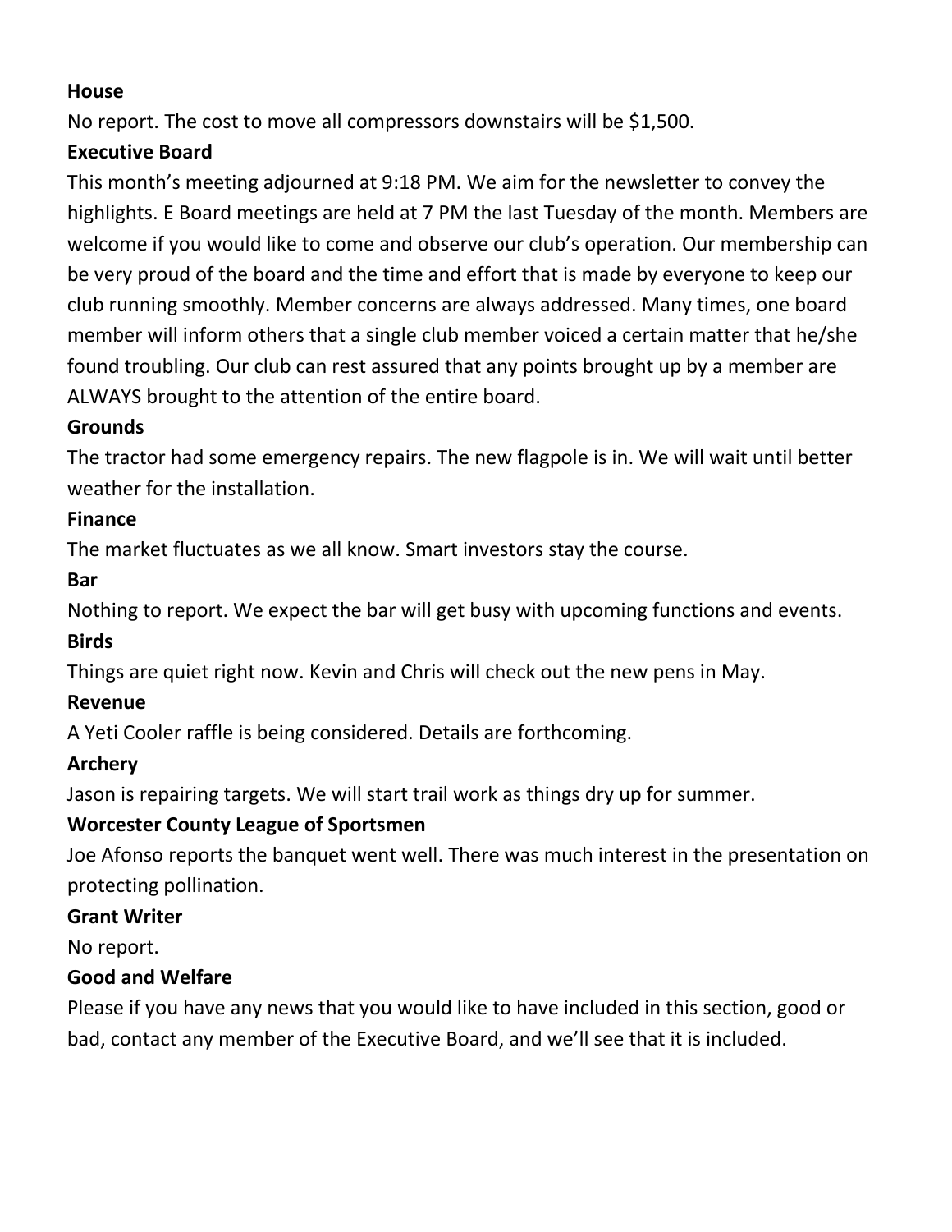**House**

No report. The cost to move all compressors downstairs will be $1,500.

**Executive Board**

This month's meeting adjourned at 9:18 PM. We aim for the newsletter to convey the highlights. E Board meetings are held at 7 PM the last Tuesday of the month. Members are welcome if you would like to come and observe our club's operation. Our membership can be very proud of the board and the time and effort that is made by everyone to keep our club running smoothly. Member concerns are always addressed. Many times, one board member will inform others that a single club member voiced a certain matter that he/she found troubling. Our club can rest assured that any points brought up by a member are ALWAYS brought to the attention of the entire board.

**Grounds**

The tractor had some emergency repairs. The new flagpole is in. We will wait until better weather for the installation.

**Finance**

The market fluctuates as we all know. Smart investors stay the course.

**Bar**

Nothing to report. We expect the bar will get busy with upcoming functions and events.

**Birds**

Things are quiet right now. Kevin and Chris will check out the new pens in May.

**Revenue**

A Yeti Cooler raffle is being considered. Details are forthcoming.

**Archery**

Jason is repairing targets. We will start trail work as things dry up for summer.

**Worcester County League of Sportsmen**

Joe Afonso reports the banquet went well. There was much interest in the presentation on protecting pollination.

**Grant Writer**

No report.

**Good and Welfare**

Please if you have any news that you would like to have included in this section, good or bad, contact any member of the Executive Board, and we'll see that it is included.